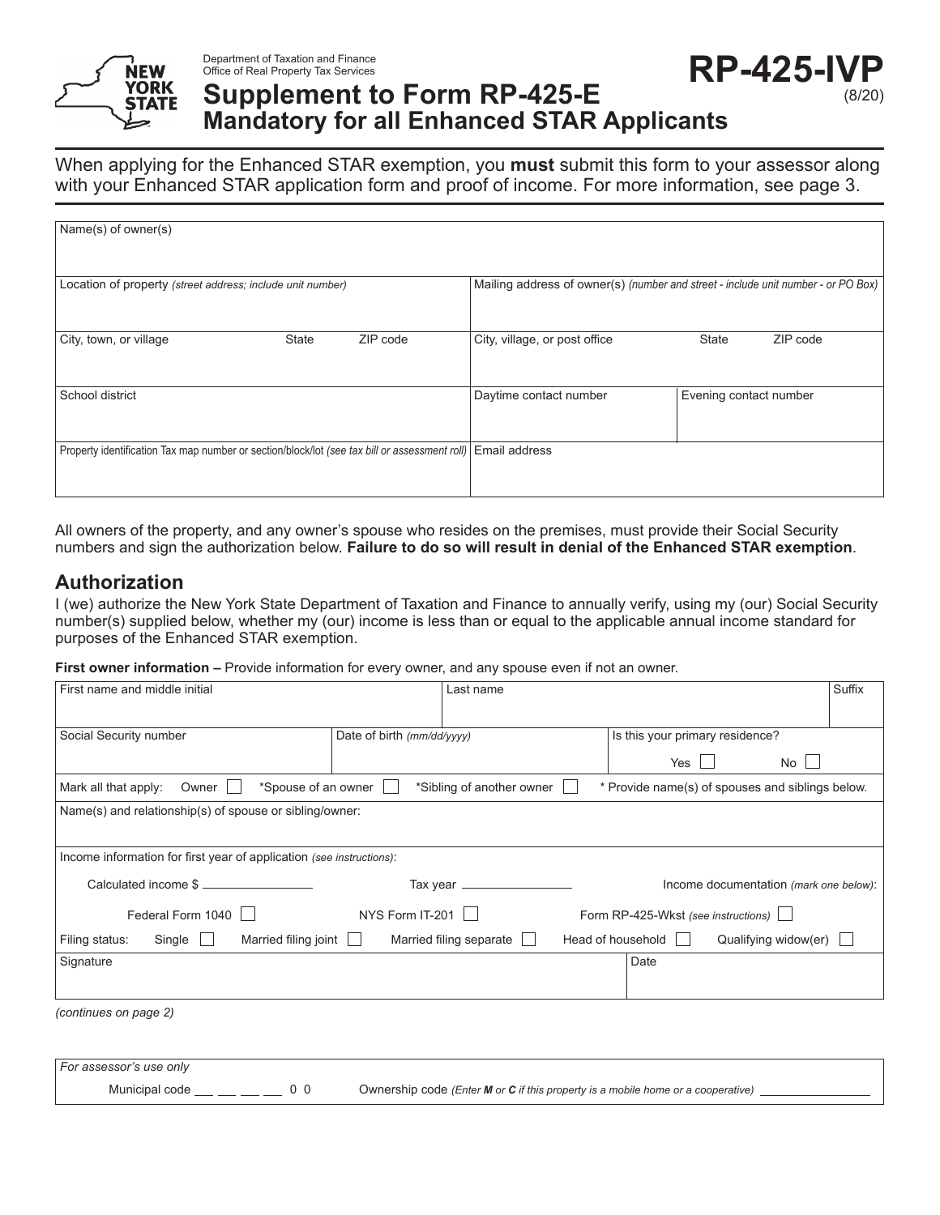Department of Taxation and Finance
Office of Real Property Tax Services

# Supplement to Form RP-425-E
## Mandatory for all Enhanced STAR Applicants

**RP-425-IVP**
(8/20)

When applying for the Enhanced STAR exemption, you **must** submit this form to your assessor along with your Enhanced STAR application form and proof of income. For more information, see page 3.

| Name(s) of owner(s) | | | | |
|---|---|---|---|---|
| Location of property *(street address; include unit number)* | | | Mailing address of owner(s) *(number and street - include unit number - or PO Box)* | |
| City, town, or village | State | ZIP code | City, village, or post office | State / ZIP code |
| School district | | | Daytime contact number | Evening contact number |
| Property identification Tax map number or section/block/lot *(see tax bill or assessment roll)* | | | Email address | |

All owners of the property, and any owner's spouse who resides on the premises, must provide their Social Security numbers and sign the authorization below. **Failure to do so will result in denial of the Enhanced STAR exemption**.

## Authorization

I (we) authorize the New York State Department of Taxation and Finance to annually verify, using my (our) Social Security number(s) supplied below, whether my (our) income is less than or equal to the applicable annual income standard for purposes of the Enhanced STAR exemption.

**First owner information –** Provide information for every owner, and any spouse even if not an owner.

| First name and middle initial | | Last name | Suffix |
|---|---|---|---|
| Social Security number | Date of birth *(mm/dd/yyyy)* | Is this your primary residence? Yes ☐ No ☐ | |

Mark all that apply: Owner ☐ *Spouse of an owner ☐ *Sibling of another owner ☐ * Provide name(s) of spouses and siblings below.

Name(s) and relationship(s) of spouse or sibling/owner:

Income information for first year of application *(see instructions)*:

Calculated income $ ________ Tax year ________ Income documentation *(mark one below)*:

Federal Form 1040 ☐ NYS Form IT-201 ☐ Form RP-425-Wkst *(see instructions)* ☐

Filing status: Single ☐ Married filing joint ☐ Married filing separate ☐ Head of household ☐ Qualifying widow(er) ☐

| Signature | Date |
|---|---|
| | |

*(continues on page 2)*

*For assessor's use only*

Municipal code __ __ __ __ 0 0 Ownership code *(Enter **M** or **C** if this property is a mobile home or a cooperative)* ________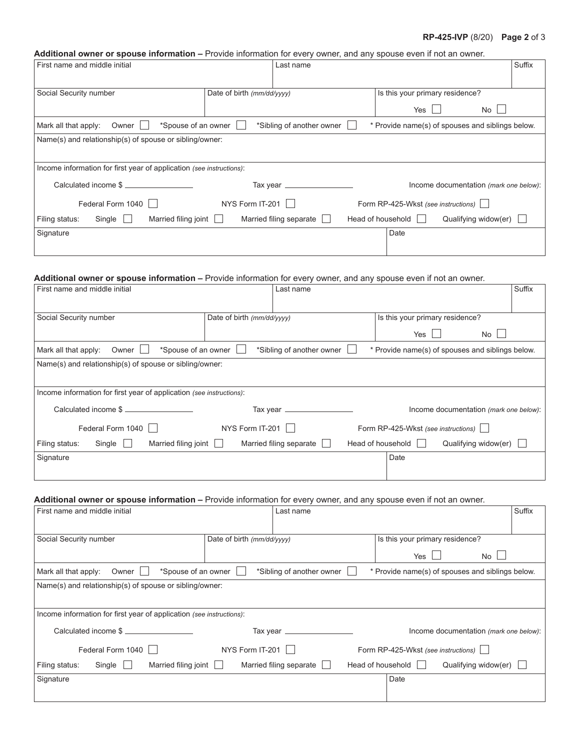**Additional owner or spouse information –** Provide information for every owner, and any spouse even if not an owner.

| First name and middle initial | Last name | Suffix |
|---|---|---|
| | | |

| Social Security number | Date of birth *(mm/dd/yyyy)* | Is this your primary residence? Yes ☐ No ☐ |
|---|---|---|
| | | |

Mark all that apply: Owner ☐ *Spouse of an owner ☐ *Sibling of another owner ☐ * Provide name(s) of spouses and siblings below.

Name(s) and relationship(s) of spouse or sibling/owner:

Income information for first year of application *(see instructions)*:

Calculated income $ ________________ Tax year ________________ Income documentation *(mark one below)*:

Federal Form 1040 ☐ NYS Form IT-201 ☐ Form RP-425-Wkst *(see instructions)* ☐

Filing status: Single ☐ Married filing joint ☐ Married filing separate ☐ Head of household ☐ Qualifying widow(er) ☐

| Signature | Date |
|---|---|
| | |

**Additional owner or spouse information –** Provide information for every owner, and any spouse even if not an owner.

| First name and middle initial | Last name | Suffix |
|---|---|---|
| | | |

| Social Security number | Date of birth *(mm/dd/yyyy)* | Is this your primary residence? Yes ☐ No ☐ |
|---|---|---|
| | | |

Mark all that apply: Owner ☐ *Spouse of an owner ☐ *Sibling of another owner ☐ * Provide name(s) of spouses and siblings below.

Name(s) and relationship(s) of spouse or sibling/owner:

Income information for first year of application *(see instructions)*:

Calculated income $ ________________ Tax year ________________ Income documentation *(mark one below)*:

Federal Form 1040 ☐ NYS Form IT-201 ☐ Form RP-425-Wkst *(see instructions)* ☐

Filing status: Single ☐ Married filing joint ☐ Married filing separate ☐ Head of household ☐ Qualifying widow(er) ☐

| Signature | Date |
|---|---|
| | |

**Additional owner or spouse information –** Provide information for every owner, and any spouse even if not an owner.

| First name and middle initial | Last name | Suffix |
|---|---|---|
| | | |

| Social Security number | Date of birth *(mm/dd/yyyy)* | Is this your primary residence? Yes ☐ No ☐ |
|---|---|---|
| | | |

Mark all that apply: Owner ☐ *Spouse of an owner ☐ *Sibling of another owner ☐ * Provide name(s) of spouses and siblings below.

Name(s) and relationship(s) of spouse or sibling/owner:

Income information for first year of application *(see instructions)*:

Calculated income $ ________________ Tax year ________________ Income documentation *(mark one below)*:

Federal Form 1040 ☐ NYS Form IT-201 ☐ Form RP-425-Wkst *(see instructions)* ☐

Filing status: Single ☐ Married filing joint ☐ Married filing separate ☐ Head of household ☐ Qualifying widow(er) ☐

| Signature | Date |
|---|---|
| | |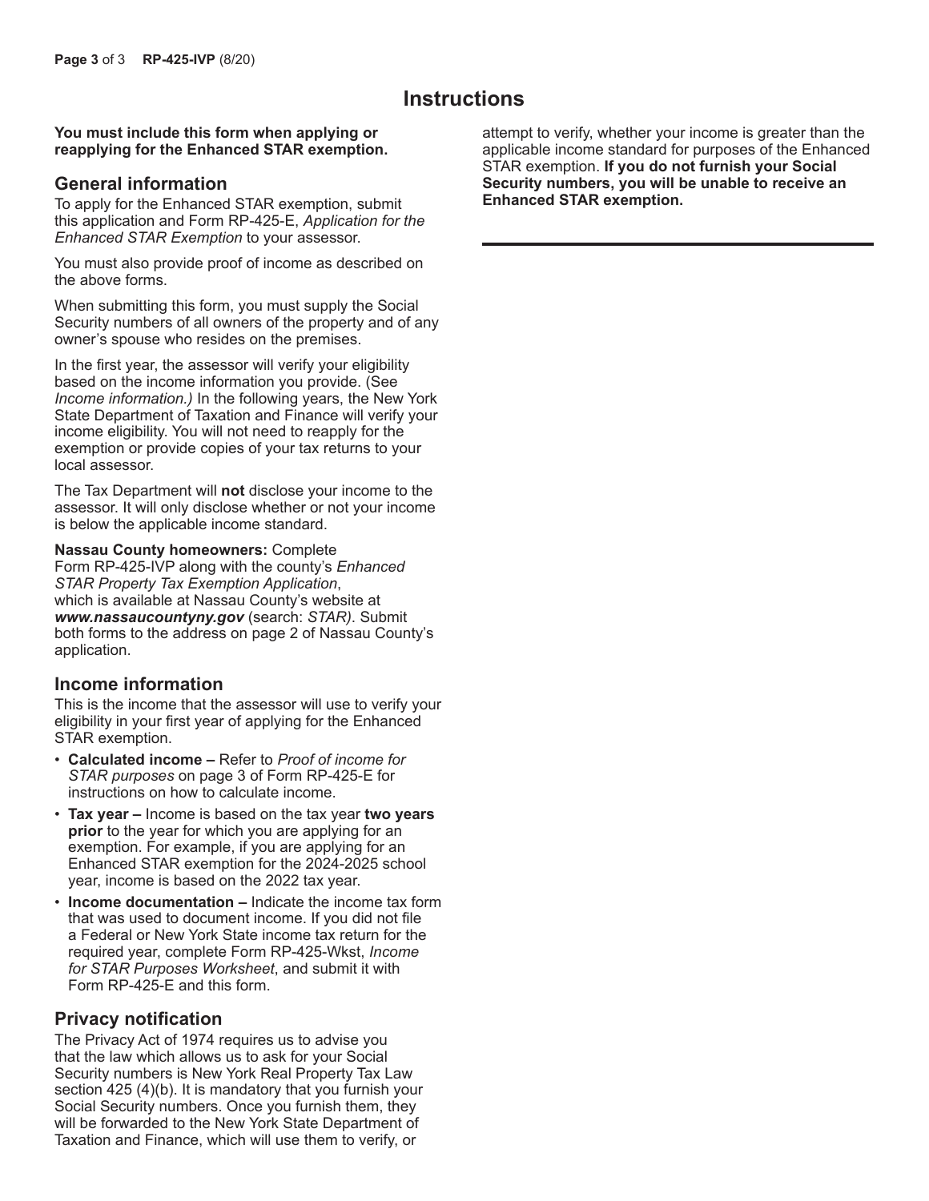# Instructions

**You must include this form when applying or reapplying for the Enhanced STAR exemption.**

## General information

To apply for the Enhanced STAR exemption, submit this application and Form RP-425-E, *Application for the Enhanced STAR Exemption* to your assessor.

You must also provide proof of income as described on the above forms.

When submitting this form, you must supply the Social Security numbers of all owners of the property and of any owner's spouse who resides on the premises.

In the first year, the assessor will verify your eligibility based on the income information you provide. (See *Income information.)* In the following years, the New York State Department of Taxation and Finance will verify your income eligibility. You will not need to reapply for the exemption or provide copies of your tax returns to your local assessor.

The Tax Department will **not** disclose your income to the assessor. It will only disclose whether or not your income is below the applicable income standard.

**Nassau County homeowners:** Complete Form RP-425-IVP along with the county's *Enhanced STAR Property Tax Exemption Application*, which is available at Nassau County's website at ***www.nassaucountyny.gov*** (search: *STAR)*. Submit both forms to the address on page 2 of Nassau County's application.

## Income information

This is the income that the assessor will use to verify your eligibility in your first year of applying for the Enhanced STAR exemption.

- **Calculated income –** Refer to *Proof of income for STAR purposes* on page 3 of Form RP-425-E for instructions on how to calculate income.
- **Tax year –** Income is based on the tax year **two years prior** to the year for which you are applying for an exemption. For example, if you are applying for an Enhanced STAR exemption for the 2024-2025 school year, income is based on the 2022 tax year.
- **Income documentation –** Indicate the income tax form that was used to document income. If you did not file a Federal or New York State income tax return for the required year, complete Form RP-425-Wkst, *Income for STAR Purposes Worksheet*, and submit it with Form RP-425-E and this form.

## Privacy notification

The Privacy Act of 1974 requires us to advise you that the law which allows us to ask for your Social Security numbers is New York Real Property Tax Law section 425 (4)(b). It is mandatory that you furnish your Social Security numbers. Once you furnish them, they will be forwarded to the New York State Department of Taxation and Finance, which will use them to verify, or attempt to verify, whether your income is greater than the applicable income standard for purposes of the Enhanced STAR exemption. **If you do not furnish your Social Security numbers, you will be unable to receive an Enhanced STAR exemption.**